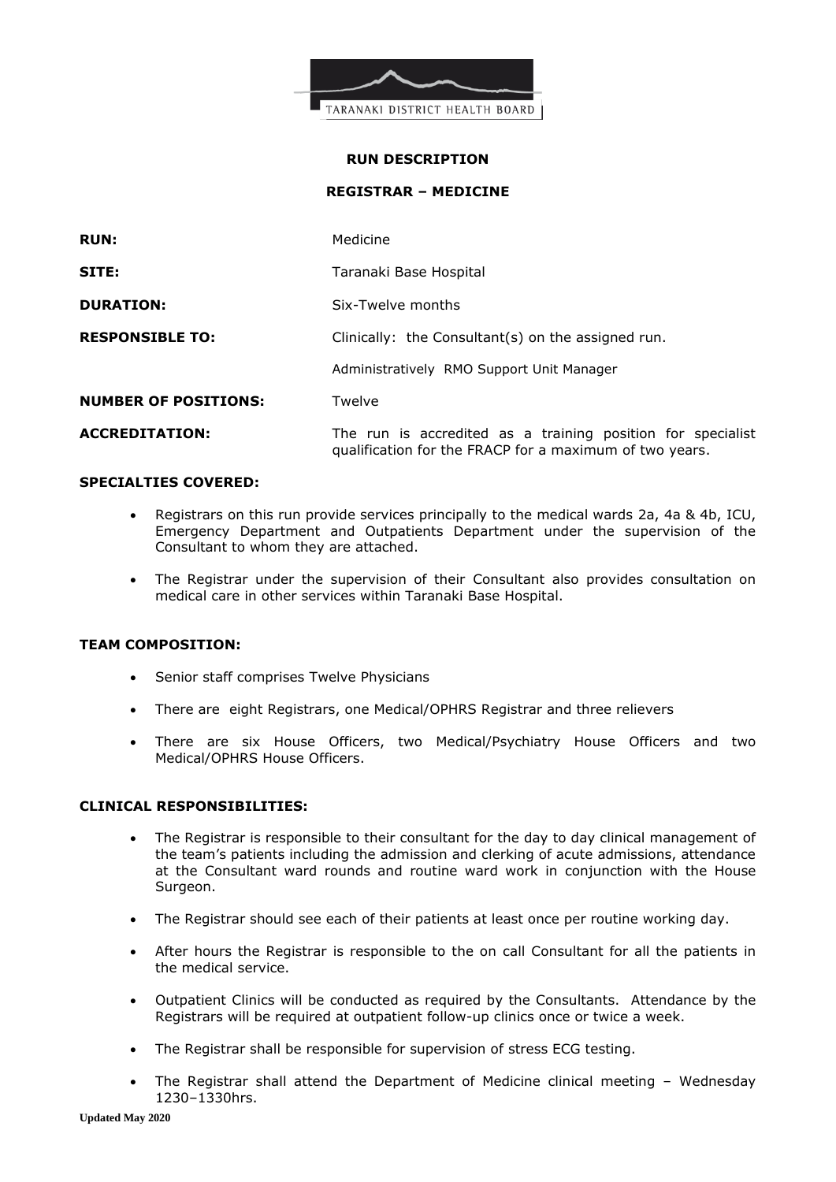TARANAKI DISTRICT HEALTH BOARD

# RUN DESCRIPTION

## REGISTRAR – MEDICINE

| | |
|---|---|
| **RUN:** | Medicine |
| **SITE:** | Taranaki Base Hospital |
| **DURATION:** | Six-Twelve months |
| **RESPONSIBLE TO:** | Clinically: the Consultant(s) on the assigned run. |
| | Administratively RMO Support Unit Manager |
| **NUMBER OF POSITIONS:** | Twelve |
| **ACCREDITATION:** | The run is accredited as a training position for specialist qualification for the FRACP for a maximum of two years. |

**SPECIALTIES COVERED:**

- Registrars on this run provide services principally to the medical wards 2a, 4a & 4b, ICU, Emergency Department and Outpatients Department under the supervision of the Consultant to whom they are attached.
- The Registrar under the supervision of their Consultant also provides consultation on medical care in other services within Taranaki Base Hospital.

**TEAM COMPOSITION:**

- Senior staff comprises Twelve Physicians
- There are eight Registrars, one Medical/OPHRS Registrar and three relievers
- There are six House Officers, two Medical/Psychiatry House Officers and two Medical/OPHRS House Officers.

**CLINICAL RESPONSIBILITIES:**

- The Registrar is responsible to their consultant for the day to day clinical management of the team's patients including the admission and clerking of acute admissions, attendance at the Consultant ward rounds and routine ward work in conjunction with the House Surgeon.
- The Registrar should see each of their patients at least once per routine working day.
- After hours the Registrar is responsible to the on call Consultant for all the patients in the medical service.
- Outpatient Clinics will be conducted as required by the Consultants. Attendance by the Registrars will be required at outpatient follow-up clinics once or twice a week.
- The Registrar shall be responsible for supervision of stress ECG testing.
- The Registrar shall attend the Department of Medicine clinical meeting – Wednesday 1230–1330hrs.

Updated May 2020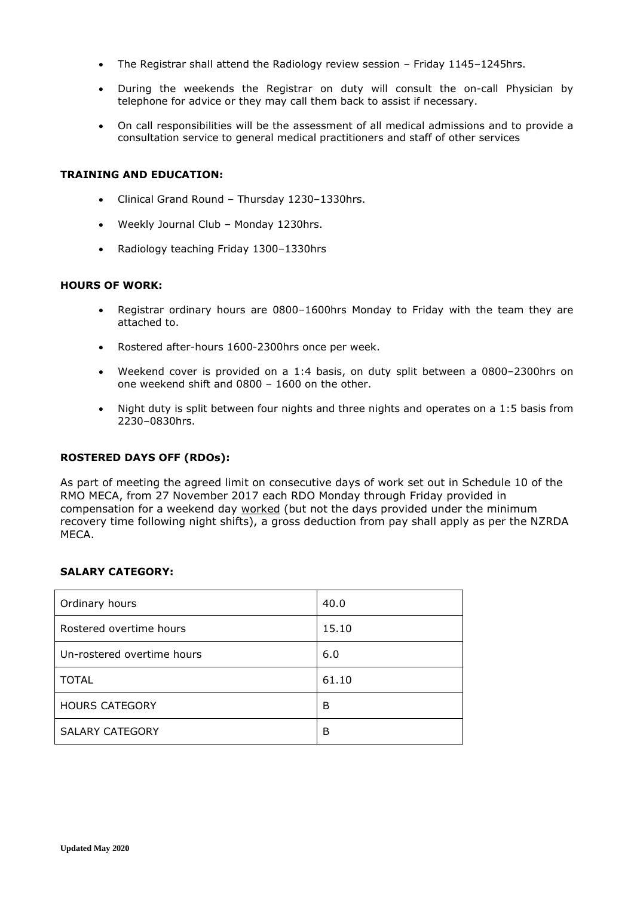- The Registrar shall attend the Radiology review session – Friday 1145–1245hrs.
- During the weekends the Registrar on duty will consult the on-call Physician by telephone for advice or they may call them back to assist if necessary.
- On call responsibilities will be the assessment of all medical admissions and to provide a consultation service to general medical practitioners and staff of other services

**TRAINING AND EDUCATION:**

- Clinical Grand Round – Thursday 1230–1330hrs.
- Weekly Journal Club – Monday 1230hrs.
- Radiology teaching Friday 1300–1330hrs

**HOURS OF WORK:**

- Registrar ordinary hours are 0800–1600hrs Monday to Friday with the team they are attached to.
- Rostered after-hours 1600-2300hrs once per week.
- Weekend cover is provided on a 1:4 basis, on duty split between a 0800–2300hrs on one weekend shift and 0800 – 1600 on the other.
- Night duty is split between four nights and three nights and operates on a 1:5 basis from 2230–0830hrs.

**ROSTERED DAYS OFF (RDOs):**

As part of meeting the agreed limit on consecutive days of work set out in Schedule 10 of the RMO MECA, from 27 November 2017 each RDO Monday through Friday provided in compensation for a weekend day <u>worked</u> (but not the days provided under the minimum recovery time following night shifts), a gross deduction from pay shall apply as per the NZRDA MECA.

**SALARY CATEGORY:**

| | |
|---|---|
| Ordinary hours | 40.0 |
| Rostered overtime hours | 15.10 |
| Un-rostered overtime hours | 6.0 |
| TOTAL | 61.10 |
| HOURS CATEGORY | B |
| SALARY CATEGORY | B |

**Updated May 2020**